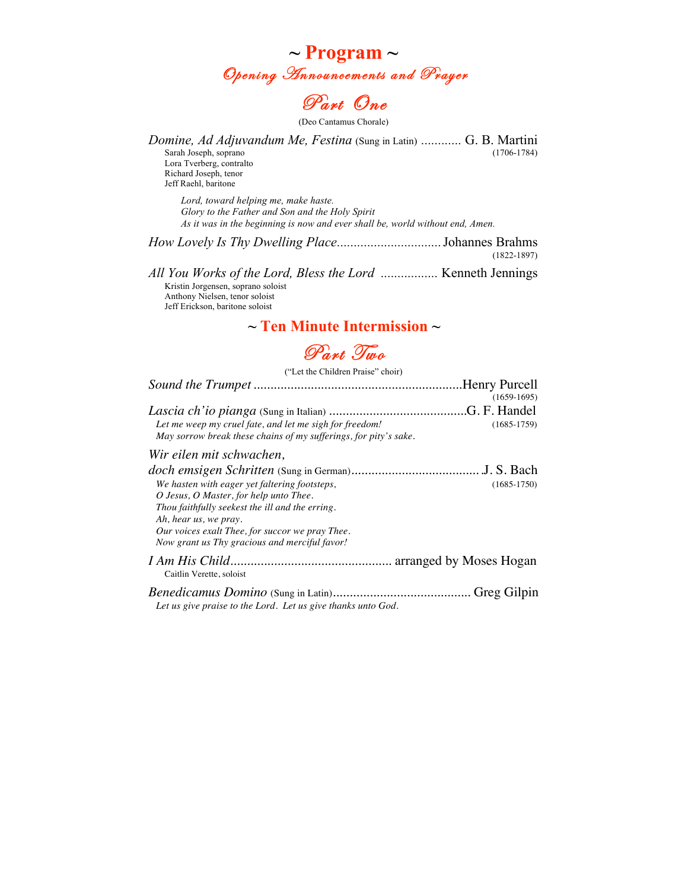# ~ Program ~

## *Opening Announcements and Prayer*

## *Part One*

(Deo Cantamus Chorale)

*Domine, Ad Adjuvandum Me, Festina* (Sung in Latin) ............ G. B. Martini (1706-1784)

Sarah Joseph, soprano
Lora Tverberg, contralto
Richard Joseph, tenor
Jeff Raehl, baritone

*Lord, toward helping me, make haste.*
*Glory to the Father and Son and the Holy Spirit*
*As it was in the beginning is now and ever shall be, world without end, Amen.*

*How Lovely Is Thy Dwelling Place*............................... Johannes Brahms (1822-1897)

*All You Works of the Lord, Bless the Lord* ................. Kenneth Jennings

Kristin Jorgensen, soprano soloist
Anthony Nielsen, tenor soloist
Jeff Erickson, baritone soloist

## ~ Ten Minute Intermission ~

## *Part Two*

("Let the Children Praise" choir)

*Sound the Trumpet* .............................................................Henry Purcell (1659-1695)

*Lascia ch'io pianga* (Sung in Italian) .........................................G. F. Handel (1685-1759)

*Let me weep my cruel fate, and let me sigh for freedom!*
*May sorrow break these chains of my sufferings, for pity's sake.*

*Wir eilen mit schwachen, doch emsigen Schritten* (Sung in German)....................................... J. S. Bach (1685-1750)

*We hasten with eager yet faltering footsteps,*
*O Jesus, O Master, for help unto Thee.*
*Thou faithfully seekest the ill and the erring.*
*Ah, hear us, we pray.*
*Our voices exalt Thee, for succor we pray Thee.*
*Now grant us Thy gracious and merciful favor!*

*I Am His Child*............................................... arranged by Moses Hogan

Caitlin Verette, soloist

*Benedicamus Domino* (Sung in Latin)......................................... Greg Gilpin

*Let us give praise to the Lord. Let us give thanks unto God.*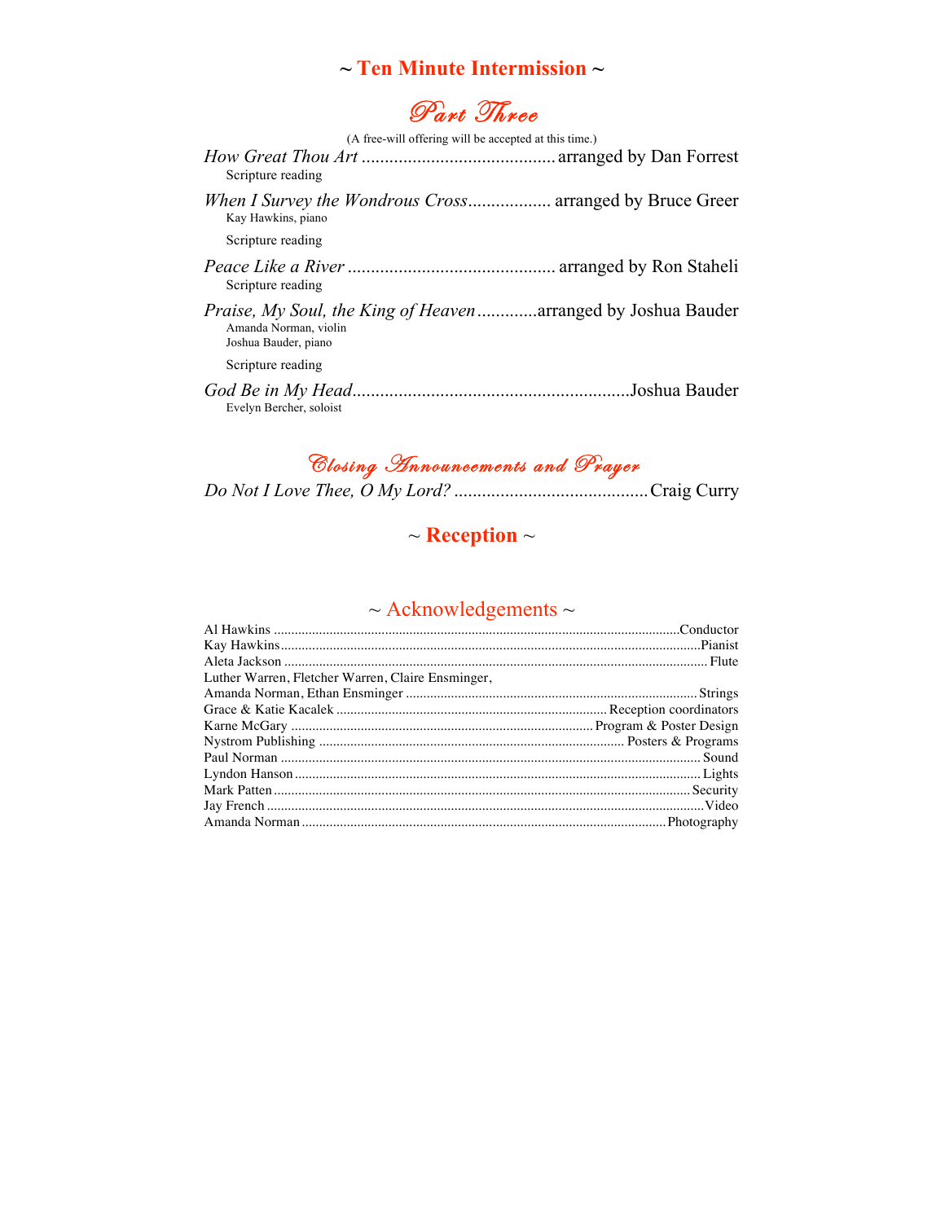## ~ Ten Minute Intermission ~

## Part Three

(A free-will offering will be accepted at this time.)

*How Great Thou Art* .......................................... arranged by Dan Forrest
Scripture reading

*When I Survey the Wondrous Cross*.................. arranged by Bruce Greer
Kay Hawkins, piano

Scripture reading

*Peace Like a River* ............................................ arranged by Ron Staheli
Scripture reading

*Praise, My Soul, the King of Heaven*.............arranged by Joshua Bauder
Amanda Norman, violin
Joshua Bauder, piano

Scripture reading

*God Be in My Head*............................................................Joshua Bauder
Evelyn Bercher, soloist

## Closing Announcements and Prayer

*Do Not I Love Thee, O My Lord?* ..........................................Craig Curry

## ~ Reception ~

## ~ Acknowledgements ~

Al Hawkins ....................................................................................................Conductor
Kay Hawkins........................................................................................................Pianist
Aleta Jackson ........................................................................................................ Flute
Luther Warren, Fletcher Warren, Claire Ensminger,
Amanda Norman, Ethan Ensminger .................................................................. Strings
Grace & Katie Kacalek ............................................................... Reception coordinators
Karne McGary ...................................................................... Program & Poster Design
Nystrom Publishing ....................................................................... Posters & Programs
Paul Norman ......................................................................................................... Sound
Lyndon Hanson ..................................................................................................... Lights
Mark Patten ....................................................................................................... Security
Jay French ............................................................................................................Video
Amanda Norman.......................................................................................Photography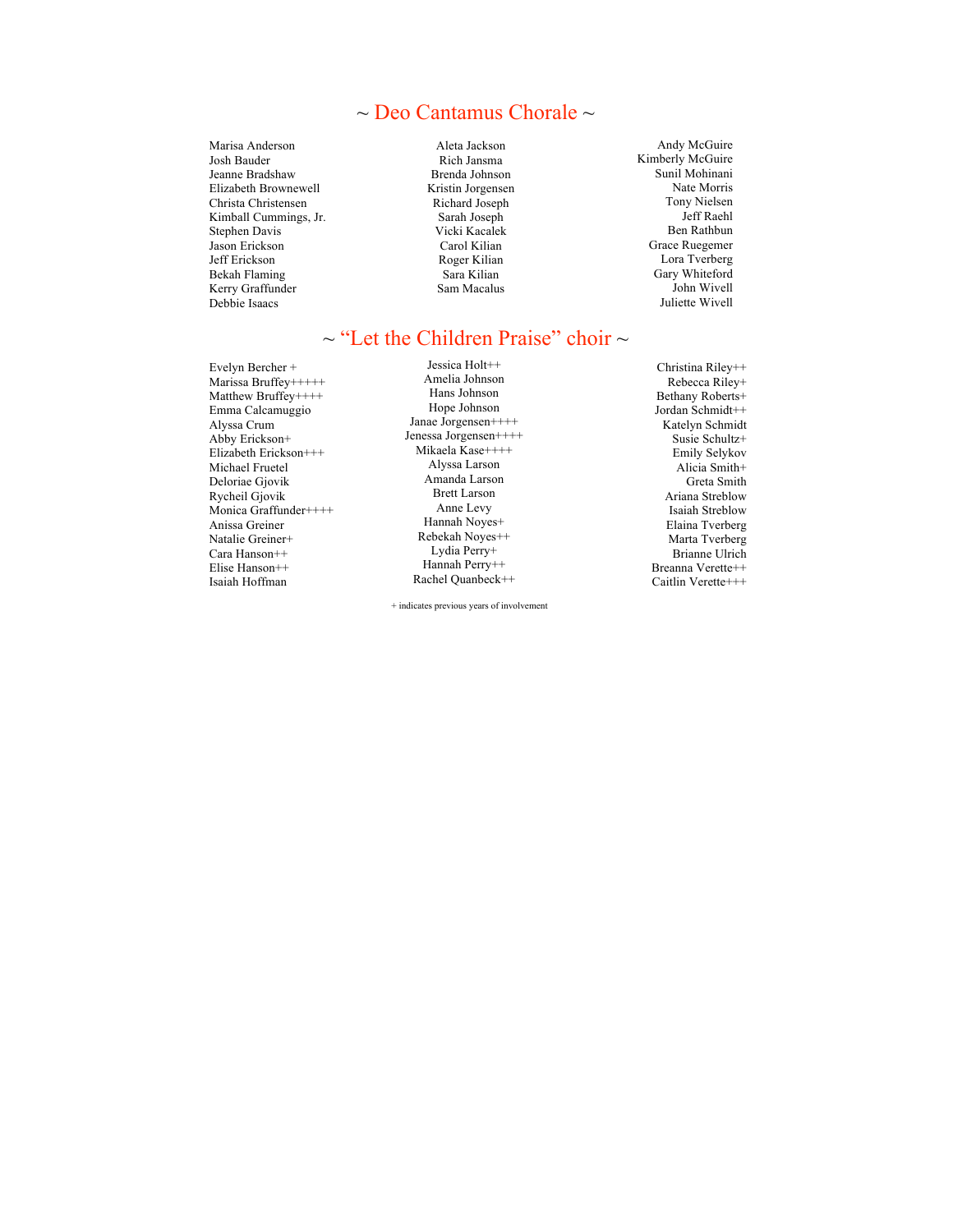## ~ Deo Cantamus Chorale ~

Marisa Anderson
Josh Bauder
Jeanne Bradshaw
Elizabeth Brownewell
Christa Christensen
Kimball Cummings, Jr.
Stephen Davis
Jason Erickson
Jeff Erickson
Bekah Flaming
Kerry Graffunder
Debbie Isaacs

Aleta Jackson
Rich Jansma
Brenda Johnson
Kristin Jorgensen
Richard Joseph
Sarah Joseph
Vicki Kacalek
Carol Kilian
Roger Kilian
Sara Kilian
Sam Macalus

Andy McGuire
Kimberly McGuire
Sunil Mohinani
Nate Morris
Tony Nielsen
Jeff Raehl
Ben Rathbun
Grace Ruegemer
Lora Tverberg
Gary Whiteford
John Wivell
Juliette Wivell

## ~ "Let the Children Praise" choir ~

Evelyn Bercher +
Marissa Bruffey+++++
Matthew Bruffey++++
Emma Calcamuggio
Alyssa Crum
Abby Erickson+
Elizabeth Erickson+++
Michael Fruetel
Deloriae Gjovik
Rycheil Gjovik
Monica Graffunder++++
Anissa Greiner
Natalie Greiner+
Cara Hanson++
Elise Hanson++
Isaiah Hoffman

Jessica Holt++
Amelia Johnson
Hans Johnson
Hope Johnson
Janae Jorgensen++++
Jenessa Jorgensen++++
Mikaela Kase++++
Alyssa Larson
Amanda Larson
Brett Larson
Anne Levy
Hannah Noyes+
Rebekah Noyes++
Lydia Perry+
Hannah Perry++
Rachel Quanbeck++

Christina Riley++
Rebecca Riley+
Bethany Roberts+
Jordan Schmidt++
Katelyn Schmidt
Susie Schultz+
Emily Selykov
Alicia Smith+
Greta Smith
Ariana Streblow
Isaiah Streblow
Elaina Tverberg
Marta Tverberg
Brianne Ulrich
Breanna Verette++
Caitlin Verette+++

+ indicates previous years of involvement